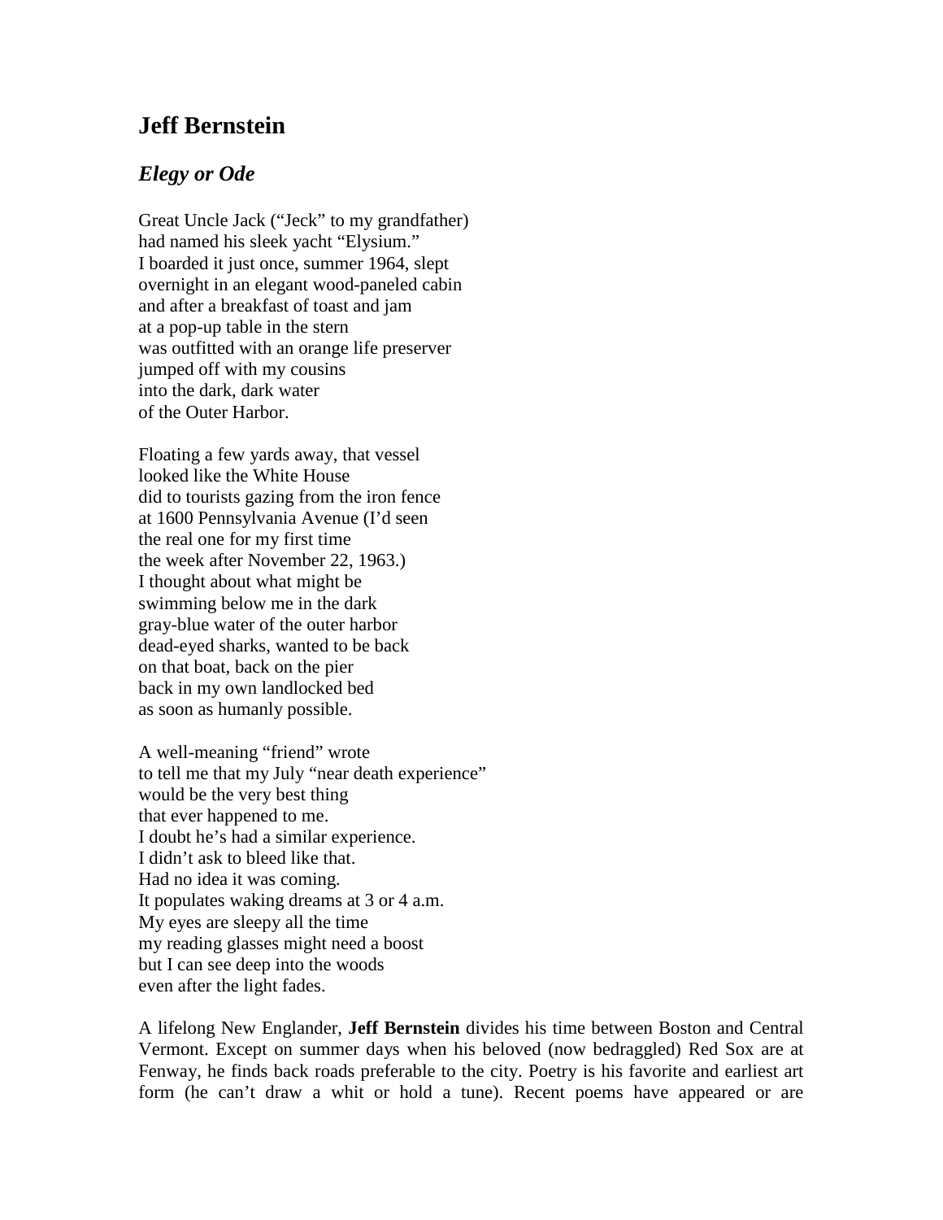## Jeff Bernstein

### *Elegy or Ode*

Great Uncle Jack ("Jeck" to my grandfather)  
had named his sleek yacht "Elysium."  
I boarded it just once, summer 1964, slept  
overnight in an elegant wood-paneled cabin  
and after a breakfast of toast and jam  
at a pop-up table in the stern  
was outfitted with an orange life preserver  
jumped off with my cousins  
into the dark, dark water  
of the Outer Harbor.

Floating a few yards away, that vessel  
looked like the White House  
did to tourists gazing from the iron fence  
at 1600 Pennsylvania Avenue (I'd seen  
the real one for my first time  
the week after November 22, 1963.)  
I thought about what might be  
swimming below me in the dark  
gray-blue water of the outer harbor  
dead-eyed sharks, wanted to be back  
on that boat, back on the pier  
back in my own landlocked bed  
as soon as humanly possible.

A well-meaning "friend" wrote  
to tell me that my July "near death experience"  
would be the very best thing  
that ever happened to me.  
I doubt he's had a similar experience.  
I didn't ask to bleed like that.  
Had no idea it was coming.  
It populates waking dreams at 3 or 4 a.m.  
My eyes are sleepy all the time  
my reading glasses might need a boost  
but I can see deep into the woods  
even after the light fades.

A lifelong New Englander, **Jeff Bernstein** divides his time between Boston and Central Vermont. Except on summer days when his beloved (now bedraggled) Red Sox are at Fenway, he finds back roads preferable to the city. Poetry is his favorite and earliest art form (he can't draw a whit or hold a tune). Recent poems have appeared or are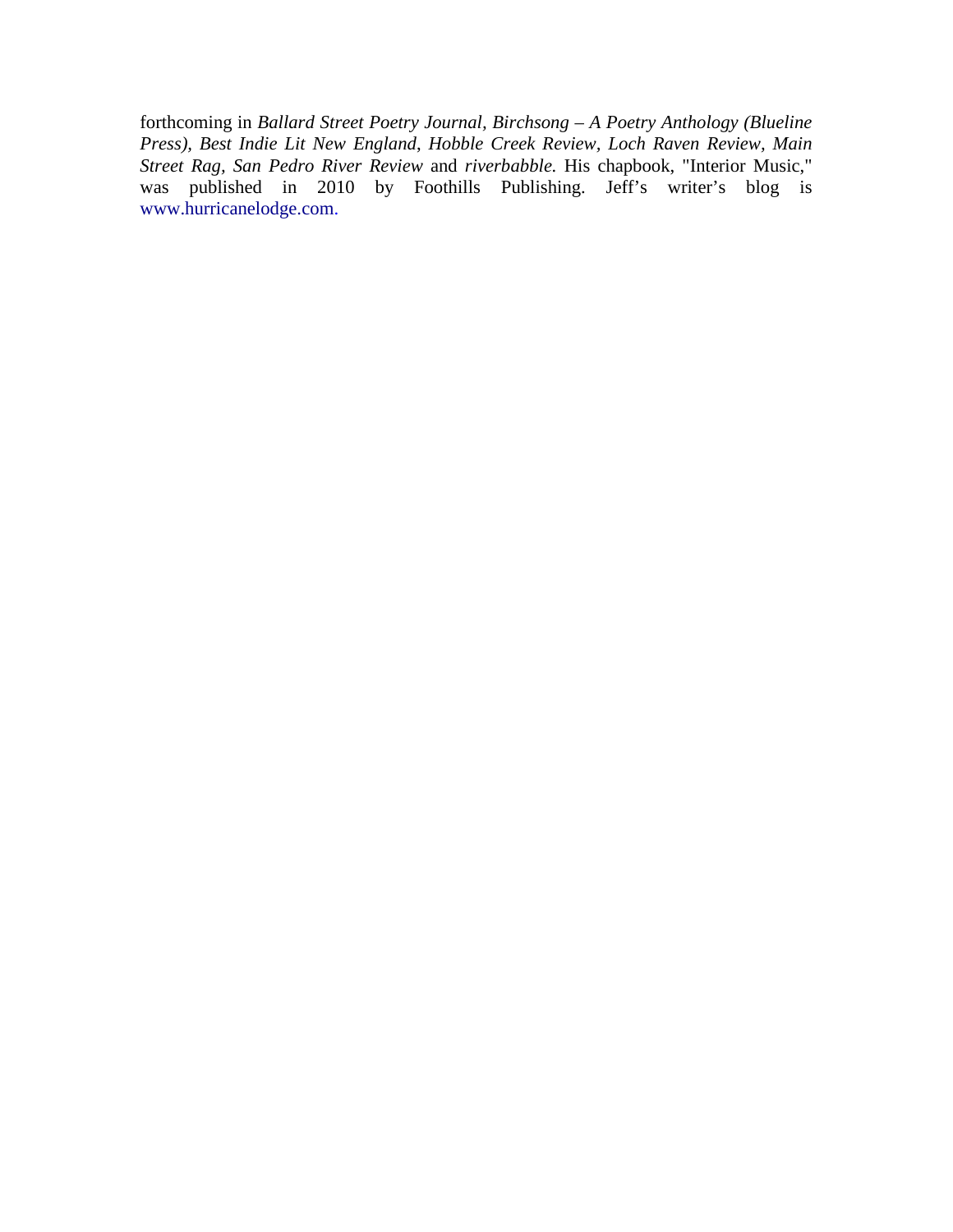forthcoming in *Ballard Street Poetry Journal*, *Birchsong – A Poetry Anthology (Blueline Press)*, *Best Indie Lit New England*, *Hobble Creek Review*, *Loch Raven Review*, *Main Street Rag*, *San Pedro River Review* and *riverbabble.* His chapbook, "Interior Music," was published in 2010 by Foothills Publishing. Jeff's writer's blog is www.hurricanelodge.com.